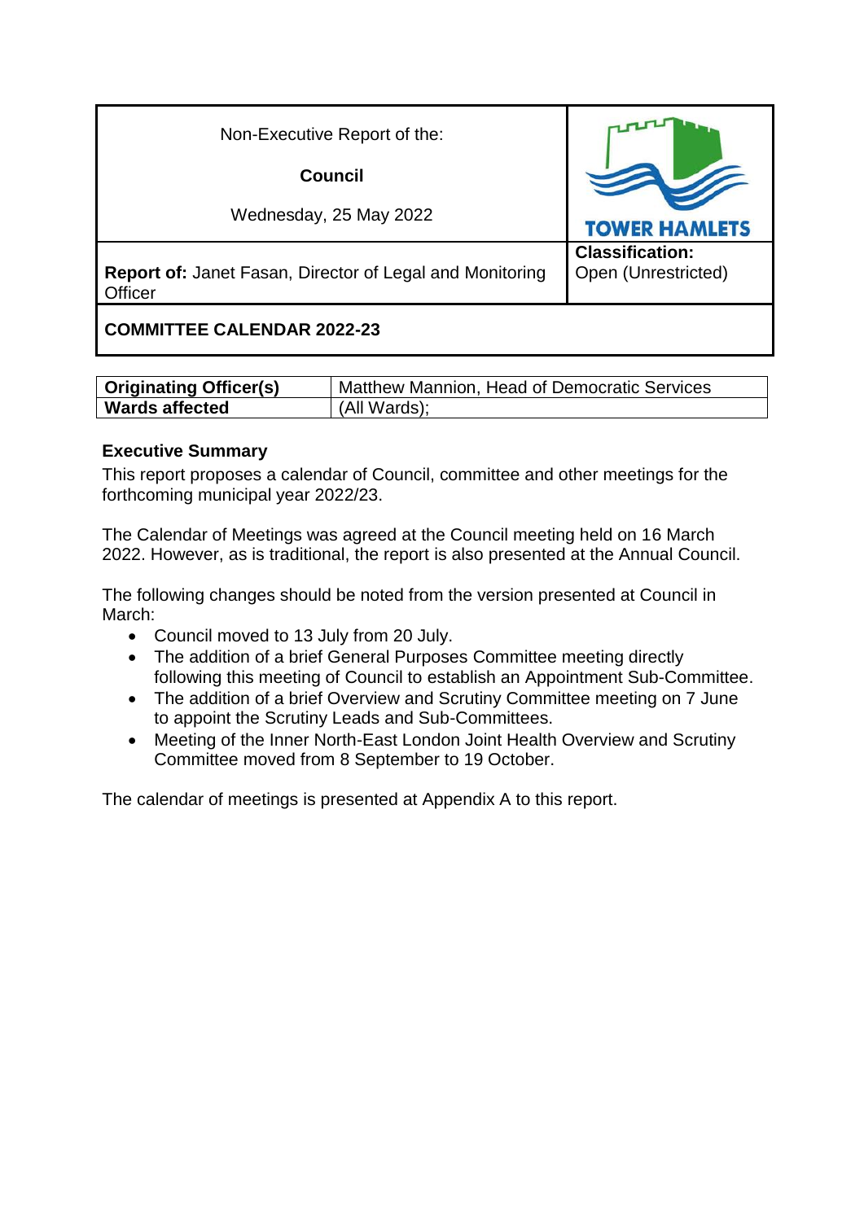| Non-Executive Report of the: **Council** Wednesday, 25 May 2022 | TOWER HAMLETS |
| --- | --- |
| **Report of:** Janet Fasan, Director of Legal and Monitoring Officer | **Classification:** Open (Unrestricted) |

## COMMITTEE CALENDAR 2022-23

| **Originating Officer(s)** | Matthew Mannion, Head of Democratic Services |
| --- | --- |
| **Wards affected** | (All Wards); |

### Executive Summary

This report proposes a calendar of Council, committee and other meetings for the forthcoming municipal year 2022/23.

The Calendar of Meetings was agreed at the Council meeting held on 16 March 2022. However, as is traditional, the report is also presented at the Annual Council.

The following changes should be noted from the version presented at Council in March:

- Council moved to 13 July from 20 July.
- The addition of a brief General Purposes Committee meeting directly following this meeting of Council to establish an Appointment Sub-Committee.
- The addition of a brief Overview and Scrutiny Committee meeting on 7 June to appoint the Scrutiny Leads and Sub-Committees.
- Meeting of the Inner North-East London Joint Health Overview and Scrutiny Committee moved from 8 September to 19 October.

The calendar of meetings is presented at Appendix A to this report.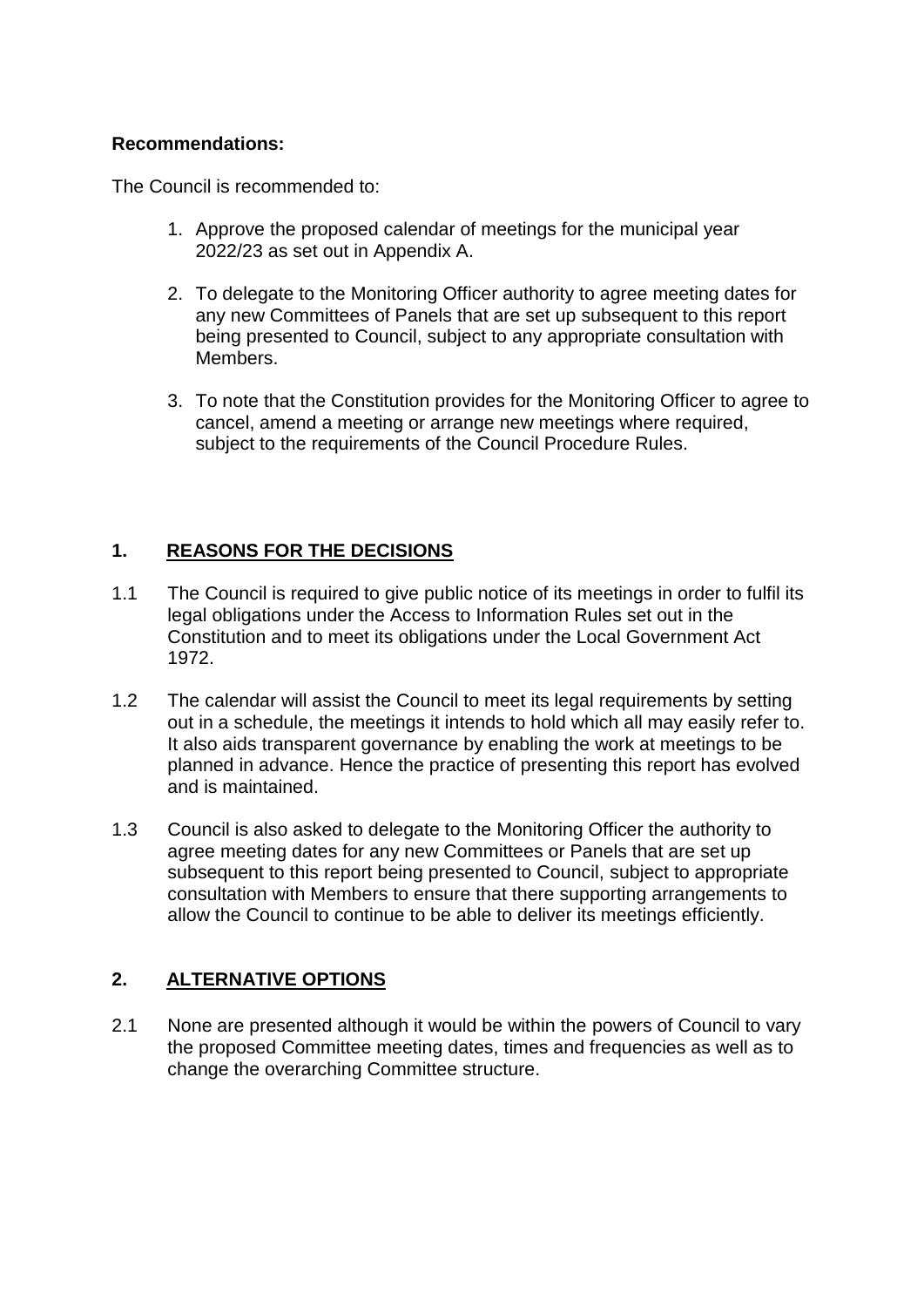**Recommendations:**

The Council is recommended to:

1. Approve the proposed calendar of meetings for the municipal year 2022/23 as set out in Appendix A.
2. To delegate to the Monitoring Officer authority to agree meeting dates for any new Committees of Panels that are set up subsequent to this report being presented to Council, subject to any appropriate consultation with Members.
3. To note that the Constitution provides for the Monitoring Officer to agree to cancel, amend a meeting or arrange new meetings where required, subject to the requirements of the Council Procedure Rules.

## 1. REASONS FOR THE DECISIONS

1.1 The Council is required to give public notice of its meetings in order to fulfil its legal obligations under the Access to Information Rules set out in the Constitution and to meet its obligations under the Local Government Act 1972.

1.2 The calendar will assist the Council to meet its legal requirements by setting out in a schedule, the meetings it intends to hold which all may easily refer to. It also aids transparent governance by enabling the work at meetings to be planned in advance. Hence the practice of presenting this report has evolved and is maintained.

1.3 Council is also asked to delegate to the Monitoring Officer the authority to agree meeting dates for any new Committees or Panels that are set up subsequent to this report being presented to Council, subject to appropriate consultation with Members to ensure that there supporting arrangements to allow the Council to continue to be able to deliver its meetings efficiently.

## 2. ALTERNATIVE OPTIONS

2.1 None are presented although it would be within the powers of Council to vary the proposed Committee meeting dates, times and frequencies as well as to change the overarching Committee structure.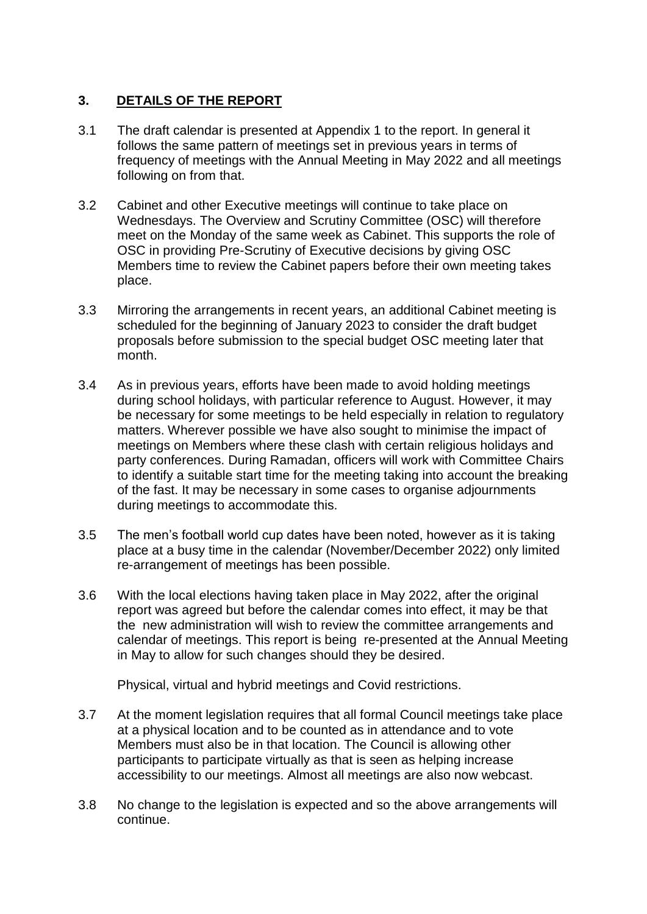## 3. DETAILS OF THE REPORT

3.1 The draft calendar is presented at Appendix 1 to the report. In general it follows the same pattern of meetings set in previous years in terms of frequency of meetings with the Annual Meeting in May 2022 and all meetings following on from that.

3.2 Cabinet and other Executive meetings will continue to take place on Wednesdays. The Overview and Scrutiny Committee (OSC) will therefore meet on the Monday of the same week as Cabinet. This supports the role of OSC in providing Pre-Scrutiny of Executive decisions by giving OSC Members time to review the Cabinet papers before their own meeting takes place.

3.3 Mirroring the arrangements in recent years, an additional Cabinet meeting is scheduled for the beginning of January 2023 to consider the draft budget proposals before submission to the special budget OSC meeting later that month.

3.4 As in previous years, efforts have been made to avoid holding meetings during school holidays, with particular reference to August. However, it may be necessary for some meetings to be held especially in relation to regulatory matters. Wherever possible we have also sought to minimise the impact of meetings on Members where these clash with certain religious holidays and party conferences. During Ramadan, officers will work with Committee Chairs to identify a suitable start time for the meeting taking into account the breaking of the fast. It may be necessary in some cases to organise adjournments during meetings to accommodate this.

3.5 The men's football world cup dates have been noted, however as it is taking place at a busy time in the calendar (November/December 2022) only limited re-arrangement of meetings has been possible.

3.6 With the local elections having taken place in May 2022, after the original report was agreed but before the calendar comes into effect, it may be that the new administration will wish to review the committee arrangements and calendar of meetings. This report is being re-presented at the Annual Meeting in May to allow for such changes should they be desired.

Physical, virtual and hybrid meetings and Covid restrictions.

3.7 At the moment legislation requires that all formal Council meetings take place at a physical location and to be counted as in attendance and to vote Members must also be in that location. The Council is allowing other participants to participate virtually as that is seen as helping increase accessibility to our meetings. Almost all meetings are also now webcast.

3.8 No change to the legislation is expected and so the above arrangements will continue.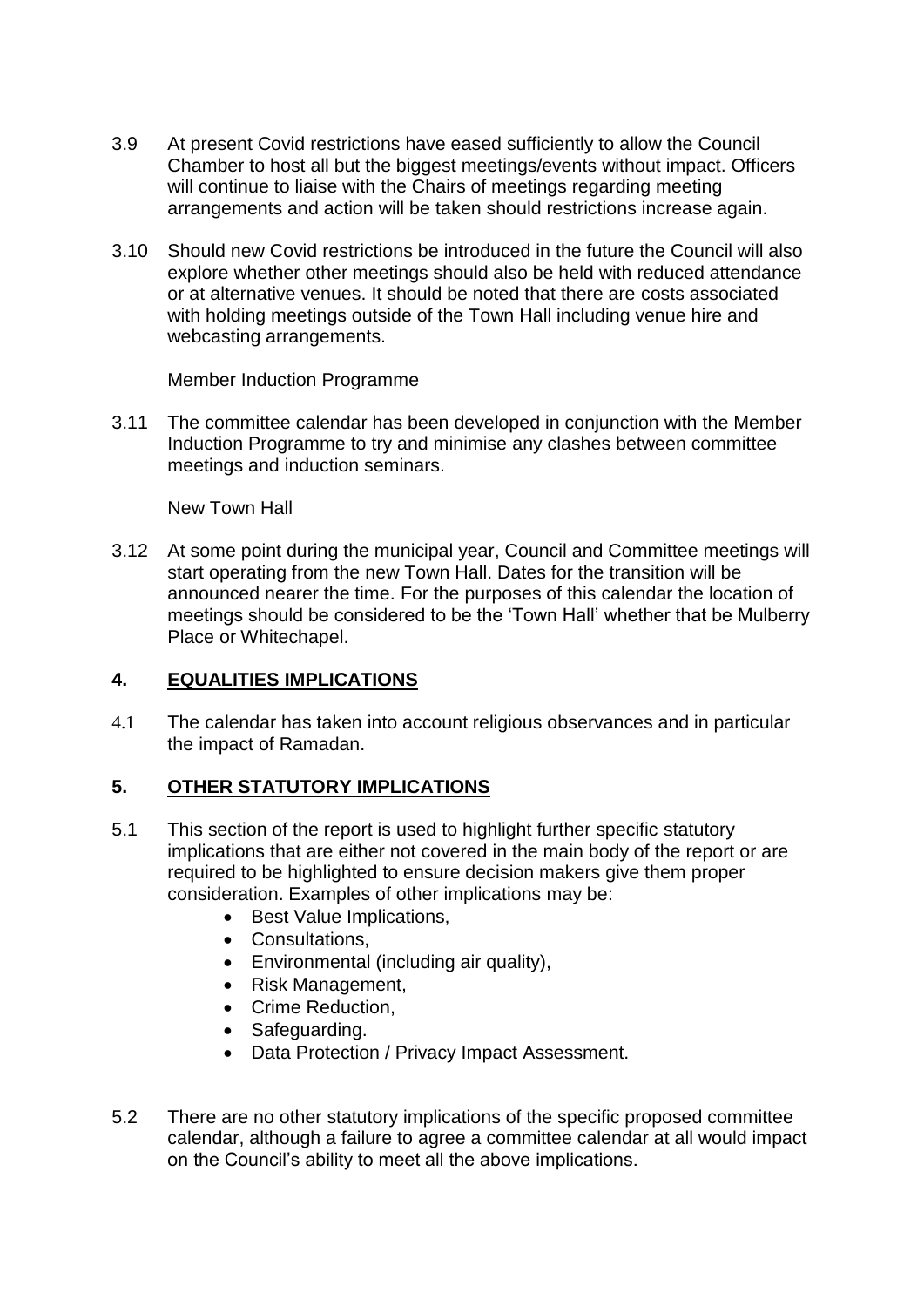3.9 At present Covid restrictions have eased sufficiently to allow the Council Chamber to host all but the biggest meetings/events without impact. Officers will continue to liaise with the Chairs of meetings regarding meeting arrangements and action will be taken should restrictions increase again.

3.10 Should new Covid restrictions be introduced in the future the Council will also explore whether other meetings should also be held with reduced attendance or at alternative venues. It should be noted that there are costs associated with holding meetings outside of the Town Hall including venue hire and webcasting arrangements.

Member Induction Programme

3.11 The committee calendar has been developed in conjunction with the Member Induction Programme to try and minimise any clashes between committee meetings and induction seminars.

New Town Hall

3.12 At some point during the municipal year, Council and Committee meetings will start operating from the new Town Hall. Dates for the transition will be announced nearer the time. For the purposes of this calendar the location of meetings should be considered to be the 'Town Hall' whether that be Mulberry Place or Whitechapel.

## 4. EQUALITIES IMPLICATIONS

4.1 The calendar has taken into account religious observances and in particular the impact of Ramadan.

## 5. OTHER STATUTORY IMPLICATIONS

5.1 This section of the report is used to highlight further specific statutory implications that are either not covered in the main body of the report or are required to be highlighted to ensure decision makers give them proper consideration. Examples of other implications may be:

- Best Value Implications,
- Consultations,
- Environmental (including air quality),
- Risk Management,
- Crime Reduction,
- Safeguarding.
- Data Protection / Privacy Impact Assessment.

5.2 There are no other statutory implications of the specific proposed committee calendar, although a failure to agree a committee calendar at all would impact on the Council's ability to meet all the above implications.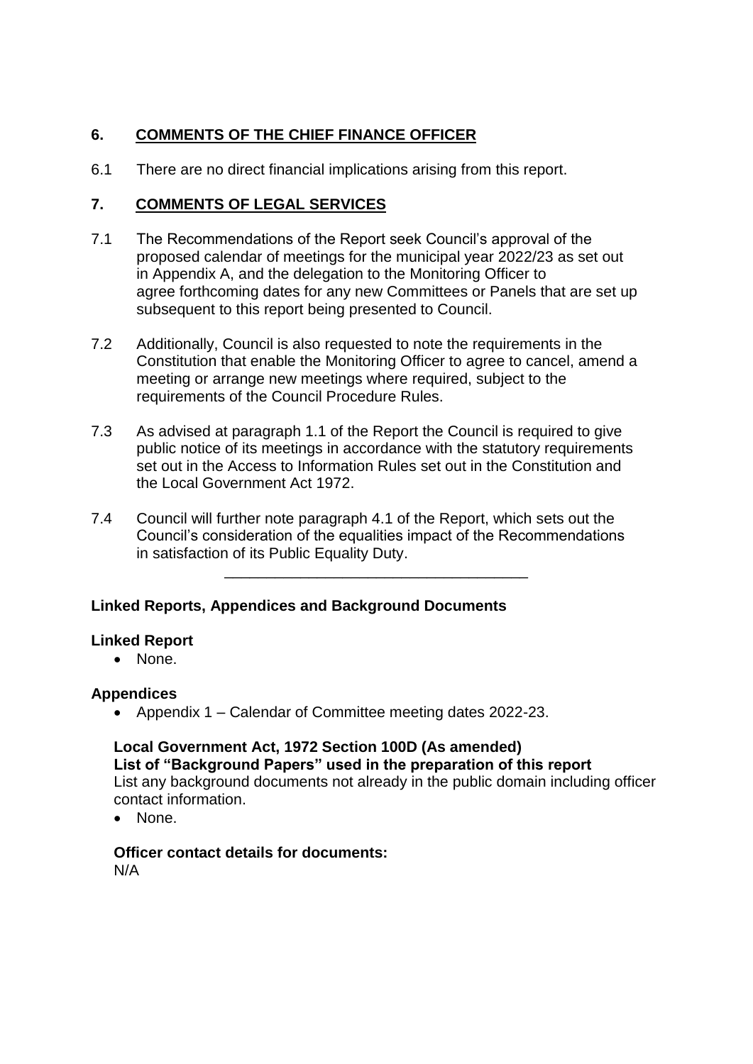## 6. COMMENTS OF THE CHIEF FINANCE OFFICER

6.1 There are no direct financial implications arising from this report.

## 7. COMMENTS OF LEGAL SERVICES

7.1 The Recommendations of the Report seek Council's approval of the proposed calendar of meetings for the municipal year 2022/23 as set out in Appendix A, and the delegation to the Monitoring Officer to agree forthcoming dates for any new Committees or Panels that are set up subsequent to this report being presented to Council.

7.2 Additionally, Council is also requested to note the requirements in the Constitution that enable the Monitoring Officer to agree to cancel, amend a meeting or arrange new meetings where required, subject to the requirements of the Council Procedure Rules.

7.3 As advised at paragraph 1.1 of the Report the Council is required to give public notice of its meetings in accordance with the statutory requirements set out in the Access to Information Rules set out in the Constitution and the Local Government Act 1972.

7.4 Council will further note paragraph 4.1 of the Report, which sets out the Council's consideration of the equalities impact of the Recommendations in satisfaction of its Public Equality Duty.

---

**Linked Reports, Appendices and Background Documents**

**Linked Report**

- None.

**Appendices**

- Appendix 1 – Calendar of Committee meeting dates 2022-23.

**Local Government Act, 1972 Section 100D (As amended)**
**List of "Background Papers" used in the preparation of this report**
List any background documents not already in the public domain including officer contact information.

- None.

**Officer contact details for documents:**
N/A